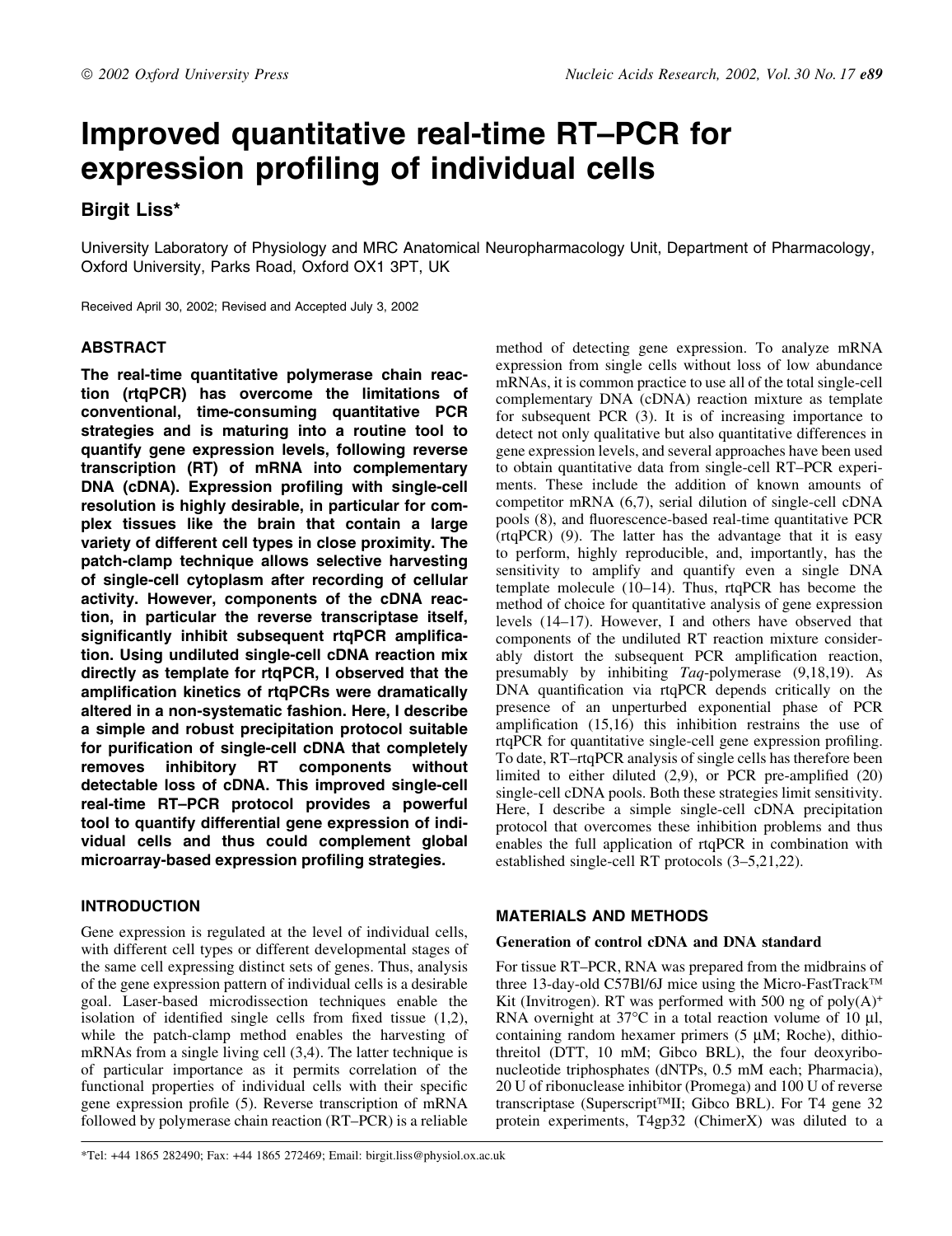# Improved quantitative real-time RT–PCR for expression profiling of individual cells

**Birgit Liss***

University Laboratory of Physiology and MRC Anatomical Neuropharmacology Unit, Department of Pharmacology, Oxford University, Parks Road, Oxford OX1 3PT, UK

Received April 30, 2002; Revised and Accepted July 3, 2002

## ABSTRACT

**The real-time quantitative polymerase chain reaction (rtqPCR) has overcome the limitations of conventional, time-consuming quantitative PCR strategies and is maturing into a routine tool to quantify gene expression levels, following reverse transcription (RT) of mRNA into complementary DNA (cDNA). Expression profiling with single-cell resolution is highly desirable, in particular for complex tissues like the brain that contain a large variety of different cell types in close proximity. The patch-clamp technique allows selective harvesting of single-cell cytoplasm after recording of cellular activity. However, components of the cDNA reaction, in particular the reverse transcriptase itself, significantly inhibit subsequent rtqPCR amplification. Using undiluted single-cell cDNA reaction mix directly as template for rtqPCR, I observed that the amplification kinetics of rtqPCRs were dramatically altered in a non-systematic fashion. Here, I describe a simple and robust precipitation protocol suitable for purification of single-cell cDNA that completely removes inhibitory RT components without detectable loss of cDNA. This improved single-cell real-time RT–PCR protocol provides a powerful tool to quantify differential gene expression of individual cells and thus could complement global microarray-based expression profiling strategies.**

## INTRODUCTION

Gene expression is regulated at the level of individual cells, with different cell types or different developmental stages of the same cell expressing distinct sets of genes. Thus, analysis of the gene expression pattern of individual cells is a desirable goal. Laser-based microdissection techniques enable the isolation of identified single cells from fixed tissue (1,2), while the patch-clamp method enables the harvesting of mRNAs from a single living cell (3,4). The latter technique is of particular importance as it permits correlation of the functional properties of individual cells with their specific gene expression profile (5). Reverse transcription of mRNA followed by polymerase chain reaction (RT–PCR) is a reliable method of detecting gene expression. To analyze mRNA expression from single cells without loss of low abundance mRNAs, it is common practice to use all of the total single-cell complementary DNA (cDNA) reaction mixture as template for subsequent PCR (3). It is of increasing importance to detect not only qualitative but also quantitative differences in gene expression levels, and several approaches have been used to obtain quantitative data from single-cell RT–PCR experiments. These include the addition of known amounts of competitor mRNA (6,7), serial dilution of single-cell cDNA pools (8), and fluorescence-based real-time quantitative PCR (rtqPCR) (9). The latter has the advantage that it is easy to perform, highly reproducible, and, importantly, has the sensitivity to amplify and quantify even a single DNA template molecule (10–14). Thus, rtqPCR has become the method of choice for quantitative analysis of gene expression levels (14–17). However, I and others have observed that components of the undiluted RT reaction mixture considerably distort the subsequent PCR amplification reaction, presumably by inhibiting *Taq*-polymerase (9,18,19). As DNA quantification via rtqPCR depends critically on the presence of an unperturbed exponential phase of PCR amplification (15,16) this inhibition restrains the use of rtqPCR for quantitative single-cell gene expression profiling. To date, RT–rtqPCR analysis of single cells has therefore been limited to either diluted (2,9), or PCR pre-amplified (20) single-cell cDNA pools. Both these strategies limit sensitivity. Here, I describe a simple single-cell cDNA precipitation protocol that overcomes these inhibition problems and thus enables the full application of rtqPCR in combination with established single-cell RT protocols (3–5,21,22).

## MATERIALS AND METHODS

### Generation of control cDNA and DNA standard

For tissue RT–PCR, RNA was prepared from the midbrains of three 13-day-old C57Bl/6J mice using the Micro-FastTrack™ Kit (Invitrogen). RT was performed with 500 ng of poly(A)$^+$ RNA overnight at 37°C in a total reaction volume of 10 µl, containing random hexamer primers (5 µM; Roche), dithiothreitol (DTT, 10 mM; Gibco BRL), the four deoxyribonucleotide triphosphates (dNTPs, 0.5 mM each; Pharmacia), 20 U of ribonuclease inhibitor (Promega) and 100 U of reverse transcriptase (Superscript™II; Gibco BRL). For T4 gene 32 protein experiments, T4gp32 (ChimerX) was diluted to a

*Tel: +44 1865 282490; Fax: +44 1865 272469; Email: birgit.liss@physiol.ox.ac.uk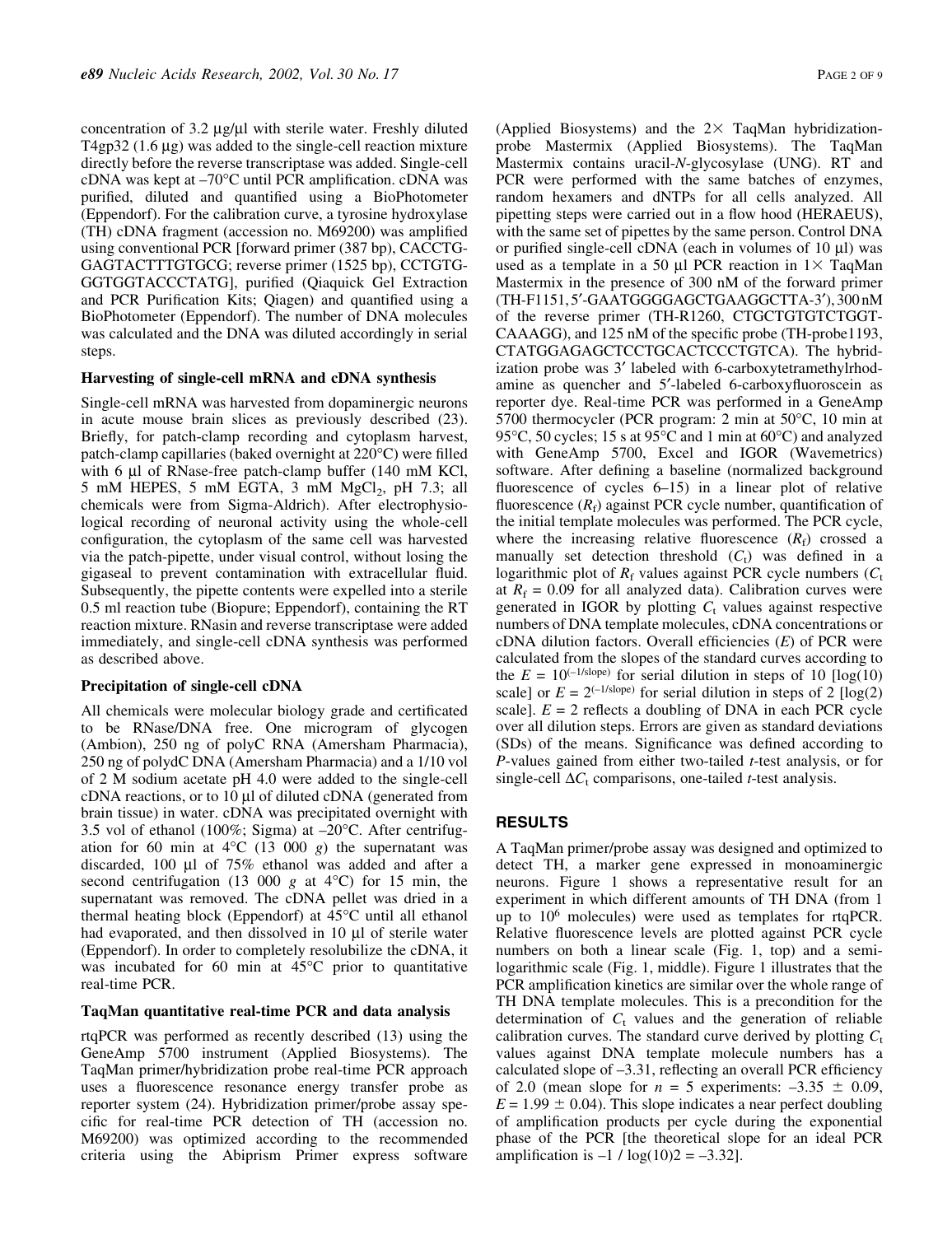concentration of 3.2 µg/µl with sterile water. Freshly diluted T4gp32 (1.6 µg) was added to the single-cell reaction mixture directly before the reverse transcriptase was added. Single-cell cDNA was kept at –70°C until PCR amplification. cDNA was purified, diluted and quantified using a BioPhotometer (Eppendorf). For the calibration curve, a tyrosine hydroxylase (TH) cDNA fragment (accession no. M69200) was amplified using conventional PCR [forward primer (387 bp), CACCTGGAGTACTTTGTGCG; reverse primer (1525 bp), CCTGTGGGTGGTACCCTATG], purified (Qiaquick Gel Extraction and PCR Purification Kits; Qiagen) and quantified using a BioPhotometer (Eppendorf). The number of DNA molecules was calculated and the DNA was diluted accordingly in serial steps.

### Harvesting of single-cell mRNA and cDNA synthesis

Single-cell mRNA was harvested from dopaminergic neurons in acute mouse brain slices as previously described (23). Briefly, for patch-clamp recording and cytoplasm harvest, patch-clamp capillaries (baked overnight at 220°C) were filled with 6 µl of RNase-free patch-clamp buffer (140 mM KCl, 5 mM HEPES, 5 mM EGTA, 3 mM $MgCl_2$, pH 7.3; all chemicals were from Sigma-Aldrich). After electrophysiological recording of neuronal activity using the whole-cell configuration, the cytoplasm of the same cell was harvested via the patch-pipette, under visual control, without losing the gigaseal to prevent contamination with extracellular fluid. Subsequently, the pipette contents were expelled into a sterile 0.5 ml reaction tube (Biopure; Eppendorf), containing the RT reaction mixture. RNasin and reverse transcriptase were added immediately, and single-cell cDNA synthesis was performed as described above.

### Precipitation of single-cell cDNA

All chemicals were molecular biology grade and certificated to be RNase/DNA free. One microgram of glycogen (Ambion), 250 ng of polyC RNA (Amersham Pharmacia), 250 ng of polydC DNA (Amersham Pharmacia) and a 1/10 vol of 2 M sodium acetate pH 4.0 were added to the single-cell cDNA reactions, or to 10 µl of diluted cDNA (generated from brain tissue) in water. cDNA was precipitated overnight with 3.5 vol of ethanol (100%; Sigma) at –20°C. After centrifugation for 60 min at 4°C (13 000 *g*) the supernatant was discarded, 100 µl of 75% ethanol was added and after a second centrifugation (13 000 *g* at 4°C) for 15 min, the supernatant was removed. The cDNA pellet was dried in a thermal heating block (Eppendorf) at 45°C until all ethanol had evaporated, and then dissolved in 10 µl of sterile water (Eppendorf). In order to completely resolubilize the cDNA, it was incubated for 60 min at 45°C prior to quantitative real-time PCR.

### TaqMan quantitative real-time PCR and data analysis

rtqPCR was performed as recently described (13) using the GeneAmp 5700 instrument (Applied Biosystems). The TaqMan primer/hybridization probe real-time PCR approach uses a fluorescence resonance energy transfer probe as reporter system (24). Hybridization primer/probe assay specific for real-time PCR detection of TH (accession no. M69200) was optimized according to the recommended criteria using the Abiprism Primer express software (Applied Biosystems) and the 2× TaqMan hybridization-probe Mastermix (Applied Biosystems). The TaqMan Mastermix contains uracil-*N*-glycosylase (UNG). RT and PCR were performed with the same batches of enzymes, random hexamers and dNTPs for all cells analyzed. All pipetting steps were carried out in a flow hood (HERAEUS), with the same set of pipettes by the same person. Control DNA or purified single-cell cDNA (each in volumes of 10 µl) was used as a template in a 50 µl PCR reaction in 1× TaqMan Mastermix in the presence of 300 nM of the forward primer (TH-F1151, 5′-GAATGGGGAGCTGAAGGCTTA-3′), 300 nM of the reverse primer (TH-R1260, CTGCTGTGTCTGGTCAAAGG), and 125 nM of the specific probe (TH-probe1193, CTATGGAGAGCTCCTGCACTCCCTGTCA). The hybridization probe was 3′ labeled with 6-carboxytetramethylrhodamine as quencher and 5′-labeled 6-carboxyfluoroscein as reporter dye. Real-time PCR was performed in a GeneAmp 5700 thermocycler (PCR program: 2 min at 50°C, 10 min at 95°C, 50 cycles; 15 s at 95°C and 1 min at 60°C) and analyzed with GeneAmp 5700, Excel and IGOR (Wavemetrics) software. After defining a baseline (normalized background fluorescence of cycles 6–15) in a linear plot of relative fluorescence ($R_f$) against PCR cycle number, quantification of the initial template molecules was performed. The PCR cycle, where the increasing relative fluorescence ($R_f$) crossed a manually set detection threshold ($C_t$) was defined in a logarithmic plot of $R_f$ values against PCR cycle numbers ($C_t$ at $R_f$ = 0.09 for all analyzed data). Calibration curves were generated in IGOR by plotting $C_t$ values against respective numbers of DNA template molecules, cDNA concentrations or cDNA dilution factors. Overall efficiencies ($E$) of PCR were calculated from the slopes of the standard curves according to the $E = 10^{(-1/\text{slope})}$ for serial dilution in steps of 10 [log(10) scale] or $E = 2^{(-1/\text{slope})}$ for serial dilution in steps of 2 [log(2) scale]. $E = 2$ reflects a doubling of DNA in each PCR cycle over all dilution steps. Errors are given as standard deviations (SDs) of the means. Significance was defined according to *P*-values gained from either two-tailed *t*-test analysis, or for single-cell $\Delta C_t$ comparisons, one-tailed *t*-test analysis.

## RESULTS

A TaqMan primer/probe assay was designed and optimized to detect TH, a marker gene expressed in monoaminergic neurons. Figure 1 shows a representative result for an experiment in which different amounts of TH DNA (from 1 up to $10^6$ molecules) were used as templates for rtqPCR. Relative fluorescence levels are plotted against PCR cycle numbers on both a linear scale (Fig. 1, top) and a semi-logarithmic scale (Fig. 1, middle). Figure 1 illustrates that the PCR amplification kinetics are similar over the whole range of TH DNA template molecules. This is a precondition for the determination of $C_t$ values and the generation of reliable calibration curves. The standard curve derived by plotting $C_t$ values against DNA template molecule numbers has a calculated slope of –3.31, reflecting an overall PCR efficiency of 2.0 (mean slope for $n$ = 5 experiments: –3.35 ± 0.09, $E$ = 1.99 ± 0.04). This slope indicates a near perfect doubling of amplification products per cycle during the exponential phase of the PCR [the theoretical slope for an ideal PCR amplification is $-1 / \log(10)2 = -3.32$].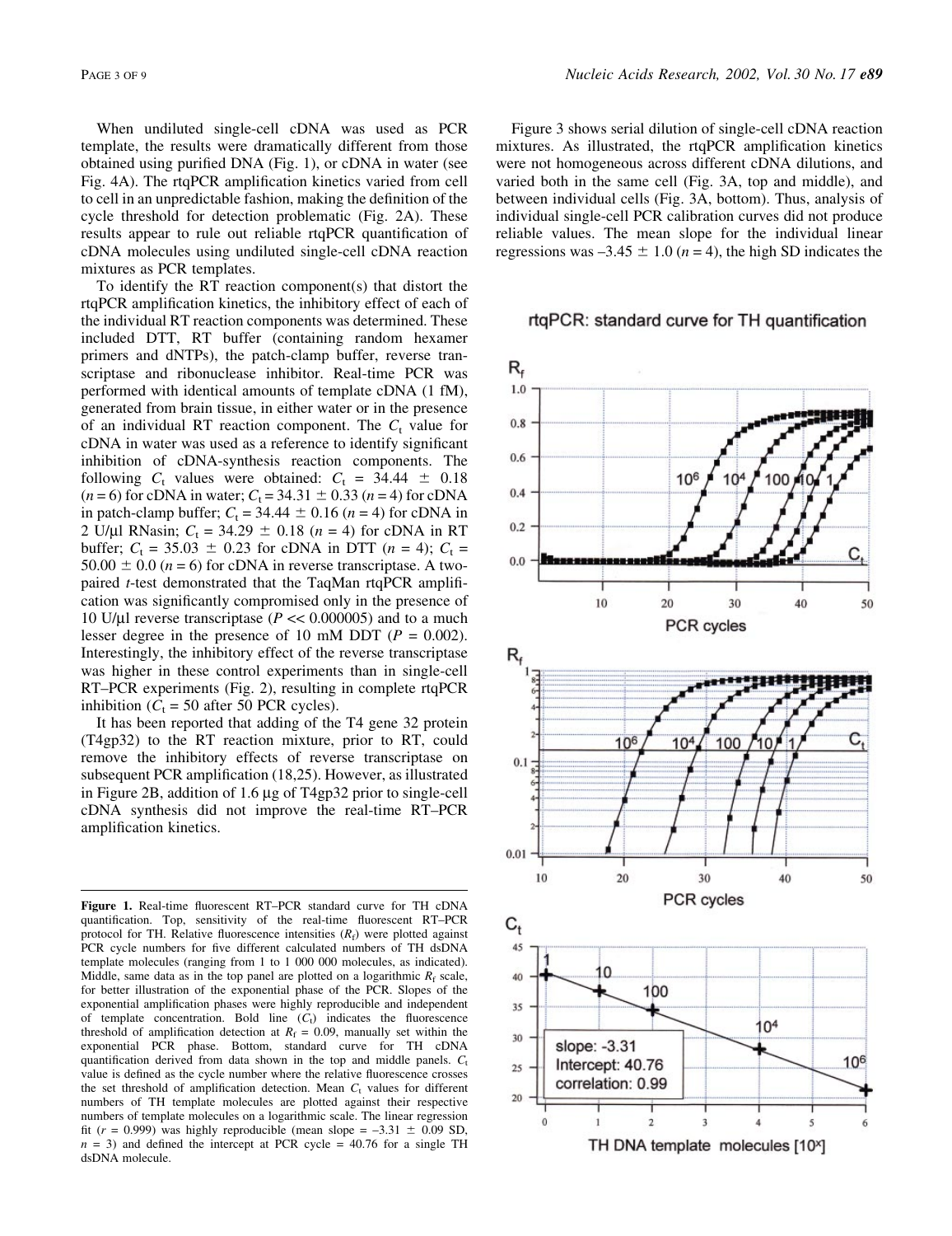When undiluted single-cell cDNA was used as PCR template, the results were dramatically different from those obtained using purified DNA (Fig. 1), or cDNA in water (see Fig. 4A). The rtqPCR amplification kinetics varied from cell to cell in an unpredictable fashion, making the definition of the cycle threshold for detection problematic (Fig. 2A). These results appear to rule out reliable rtqPCR quantification of cDNA molecules using undiluted single-cell cDNA reaction mixtures as PCR templates.

To identify the RT reaction component(s) that distort the rtqPCR amplification kinetics, the inhibitory effect of each of the individual RT reaction components was determined. These included DTT, RT buffer (containing random hexamer primers and dNTPs), the patch-clamp buffer, reverse transcriptase and ribonuclease inhibitor. Real-time PCR was performed with identical amounts of template cDNA (1 fM), generated from brain tissue, in either water or in the presence of an individual RT reaction component. The $C_t$ value for cDNA in water was used as a reference to identify significant inhibition of cDNA-synthesis reaction components. The following $C_t$ values were obtained: $C_t = 34.44 \pm 0.18$ ($n = 6$) for cDNA in water; $C_t = 34.31 \pm 0.33$ ($n = 4$) for cDNA in patch-clamp buffer; $C_t = 34.44 \pm 0.16$ ($n = 4$) for cDNA in 2 U/µl RNasin; $C_t = 34.29 \pm 0.18$ ($n = 4$) for cDNA in RT buffer; $C_t = 35.03 \pm 0.23$ for cDNA in DTT ($n = 4$); $C_t = 50.00 \pm 0.0$ ($n = 6$) for cDNA in reverse transcriptase. A two-paired *t*-test demonstrated that the TaqMan rtqPCR amplification was significantly compromised only in the presence of 10 U/µl reverse transcriptase ($P << 0.000005$) and to a much lesser degree in the presence of 10 mM DDT ($P = 0.002$). Interestingly, the inhibitory effect of the reverse transcriptase was higher in these control experiments than in single-cell RT–PCR experiments (Fig. 2), resulting in complete rtqPCR inhibition ($C_t = 50$ after 50 PCR cycles).

It has been reported that adding of the T4 gene 32 protein (T4gp32) to the RT reaction mixture, prior to RT, could remove the inhibitory effects of reverse transcriptase on subsequent PCR amplification (18,25). However, as illustrated in Figure 2B, addition of 1.6 µg of T4gp32 prior to single-cell cDNA synthesis did not improve the real-time RT–PCR amplification kinetics.

Figure 3 shows serial dilution of single-cell cDNA reaction mixtures. As illustrated, the rtqPCR amplification kinetics were not homogeneous across different cDNA dilutions, and varied both in the same cell (Fig. 3A, top and middle), and between individual cells (Fig. 3A, bottom). Thus, analysis of individual single-cell PCR calibration curves did not produce reliable values. The mean slope for the individual linear regressions was $-3.45 \pm 1.0$ ($n = 4$), the high SD indicates the

**Figure 1.** Real-time fluorescent RT–PCR standard curve for TH cDNA quantification. Top, sensitivity of the real-time fluorescent RT–PCR protocol for TH. Relative fluorescence intensities ($R_f$) were plotted against PCR cycle numbers for five different calculated numbers of TH dsDNA template molecules (ranging from 1 to 1 000 000 molecules, as indicated). Middle, same data as in the top panel are plotted on a logarithmic $R_f$ scale, for better illustration of the exponential phase of the PCR. Slopes of the exponential amplification phases were highly reproducible and independent of template concentration. Bold line ($C_t$) indicates the fluorescence threshold of amplification detection at $R_f = 0.09$, manually set within the exponential PCR phase. Bottom, standard curve for TH cDNA quantification derived from data shown in the top and middle panels. $C_t$ value is defined as the cycle number where the relative fluorescence crosses the set threshold of amplification detection. Mean $C_t$ values for different numbers of TH template molecules are plotted against their respective numbers of template molecules on a logarithmic scale. The linear regression fit ($r = 0.999$) was highly reproducible (mean slope $= -3.31 \pm 0.09$ SD, $n = 3$) and defined the intercept at PCR cycle = 40.76 for a single TH dsDNA molecule.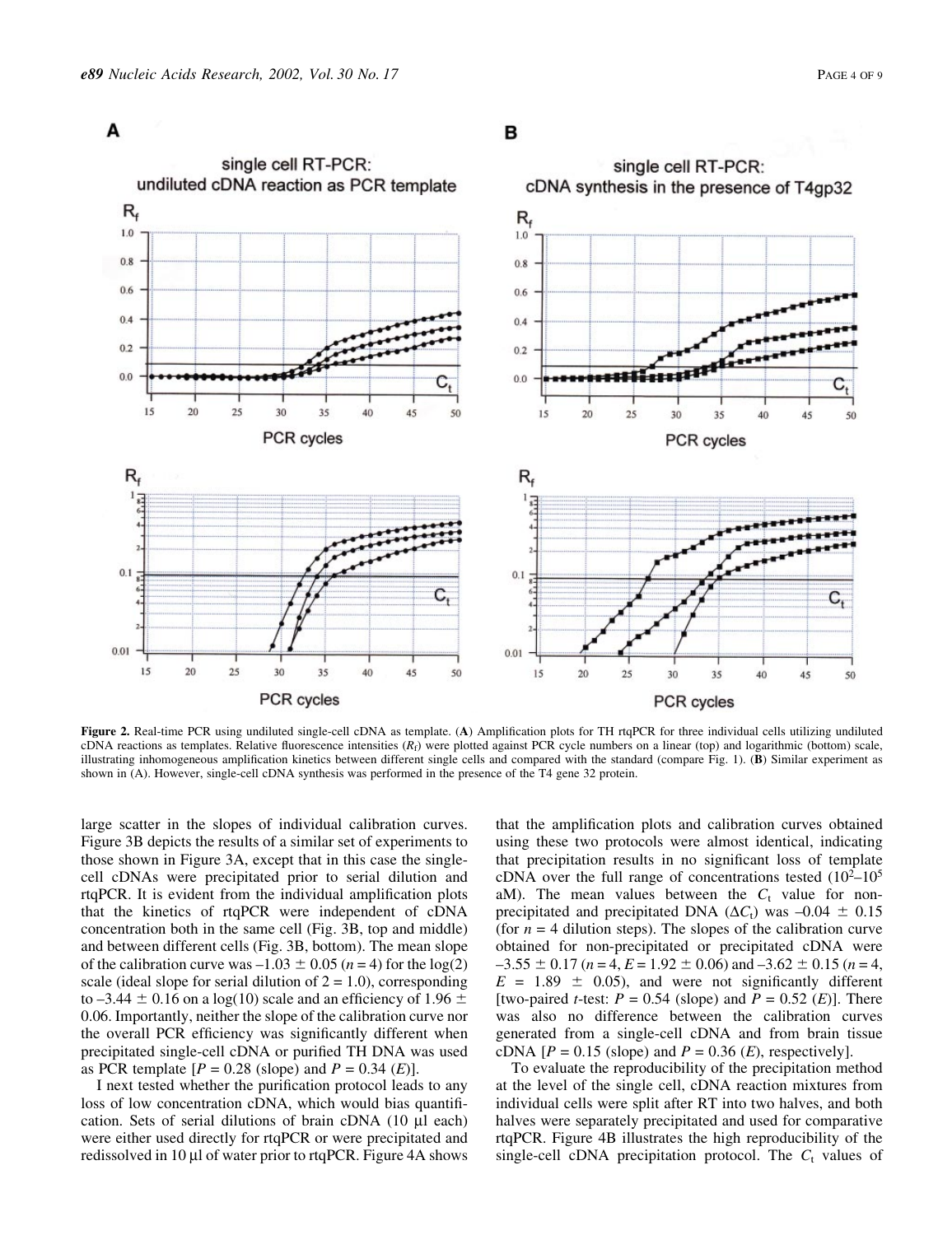**Figure 2.** Real-time PCR using undiluted single-cell cDNA as template. (**A**) Amplification plots for TH rtqPCR for three individual cells utilizing undiluted cDNA reactions as templates. Relative fluorescence intensities ($R_f$) were plotted against PCR cycle numbers on a linear (top) and logarithmic (bottom) scale, illustrating inhomogeneous amplification kinetics between different single cells and compared with the standard (compare Fig. 1). (**B**) Similar experiment as shown in (A). However, single-cell cDNA synthesis was performed in the presence of the T4 gene 32 protein.

large scatter in the slopes of individual calibration curves. Figure 3B depicts the results of a similar set of experiments to those shown in Figure 3A, except that in this case the single-cell cDNAs were precipitated prior to serial dilution and rtqPCR. It is evident from the individual amplification plots that the kinetics of rtqPCR were independent of cDNA concentration both in the same cell (Fig. 3B, top and middle) and between different cells (Fig. 3B, bottom). The mean slope of the calibration curve was $-1.03 \pm 0.05$ ($n = 4$) for the log(2) scale (ideal slope for serial dilution of $2 = 1.0$), corresponding to $-3.44 \pm 0.16$ on a log(10) scale and an efficiency of $1.96 \pm 0.06$. Importantly, neither the slope of the calibration curve nor the overall PCR efficiency was significantly different when precipitated single-cell cDNA or purified TH DNA was used as PCR template [$P = 0.28$ (slope) and $P = 0.34$ ($E$)].

I next tested whether the purification protocol leads to any loss of low concentration cDNA, which would bias quantification. Sets of serial dilutions of brain cDNA (10 µl each) were either used directly for rtqPCR or were precipitated and redissolved in 10 µl of water prior to rtqPCR. Figure 4A shows that the amplification plots and calibration curves obtained using these two protocols were almost identical, indicating that precipitation results in no significant loss of template cDNA over the full range of concentrations tested ($10^2$–$10^5$ aM). The mean values between the $C_t$ value for non-precipitated and precipitated DNA ($\Delta C_t$) was $-0.04 \pm 0.15$ (for $n = 4$ dilution steps). The slopes of the calibration curve obtained for non-precipitated or precipitated cDNA were $-3.55 \pm 0.17$ ($n = 4$, $E = 1.92 \pm 0.06$) and $-3.62 \pm 0.15$ ($n = 4$, $E = 1.89 \pm 0.05$), and were not significantly different [two-paired $t$-test: $P = 0.54$ (slope) and $P = 0.52$ ($E$)]. There was also no difference between the calibration curves generated from a single-cell cDNA and from brain tissue cDNA [$P = 0.15$ (slope) and $P = 0.36$ ($E$), respectively].

To evaluate the reproducibility of the precipitation method at the level of the single cell, cDNA reaction mixtures from individual cells were split after RT into two halves, and both halves were separately precipitated and used for comparative rtqPCR. Figure 4B illustrates the high reproducibility of the single-cell cDNA precipitation protocol. The $C_t$ values of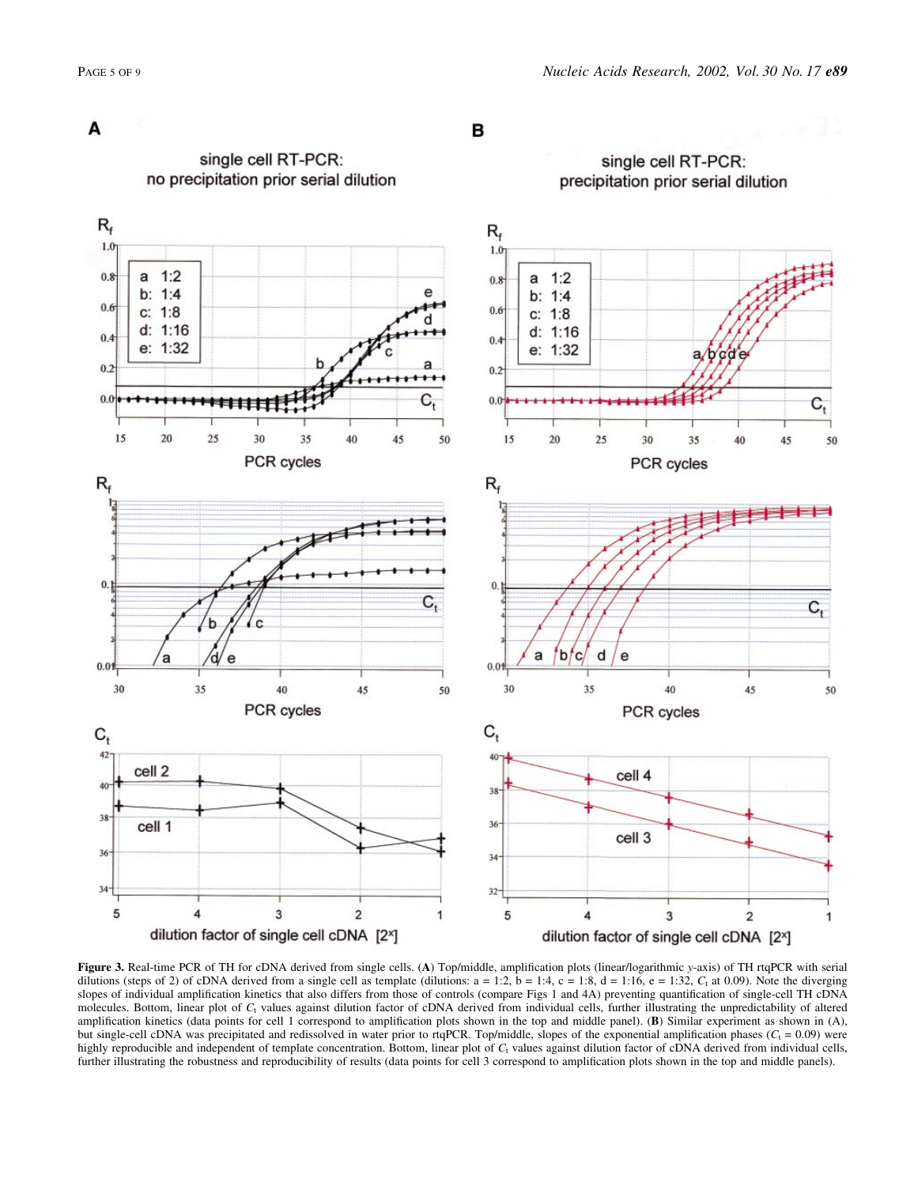**Figure 3.** Real-time PCR of TH for cDNA derived from single cells. (**A**) Top/middle, amplification plots (linear/logarithmic *y*-axis) of TH rtqPCR with serial dilutions (steps of 2) of cDNA derived from a single cell as template (dilutions: a = 1:2, b = 1:4, c = 1:8, d = 1:16, e = 1:32, $C_t$ at 0.09). Note the diverging slopes of individual amplification kinetics that also differs from those of controls (compare Figs 1 and 4A) preventing quantification of single-cell TH cDNA molecules. Bottom, linear plot of $C_t$ values against dilution factor of cDNA derived from individual cells, further illustrating the unpredictability of altered amplification kinetics (data points for cell 1 correspond to amplification plots shown in the top and middle panel). (**B**) Similar experiment as shown in (A), but single-cell cDNA was precipitated and redissolved in water prior to rtqPCR. Top/middle, slopes of the exponential amplification phases ($C_t$ = 0.09) were highly reproducible and independent of template concentration. Bottom, linear plot of $C_t$ values against dilution factor of cDNA derived from individual cells, further illustrating the robustness and reproducibility of results (data points for cell 3 correspond to amplification plots shown in the top and middle panels).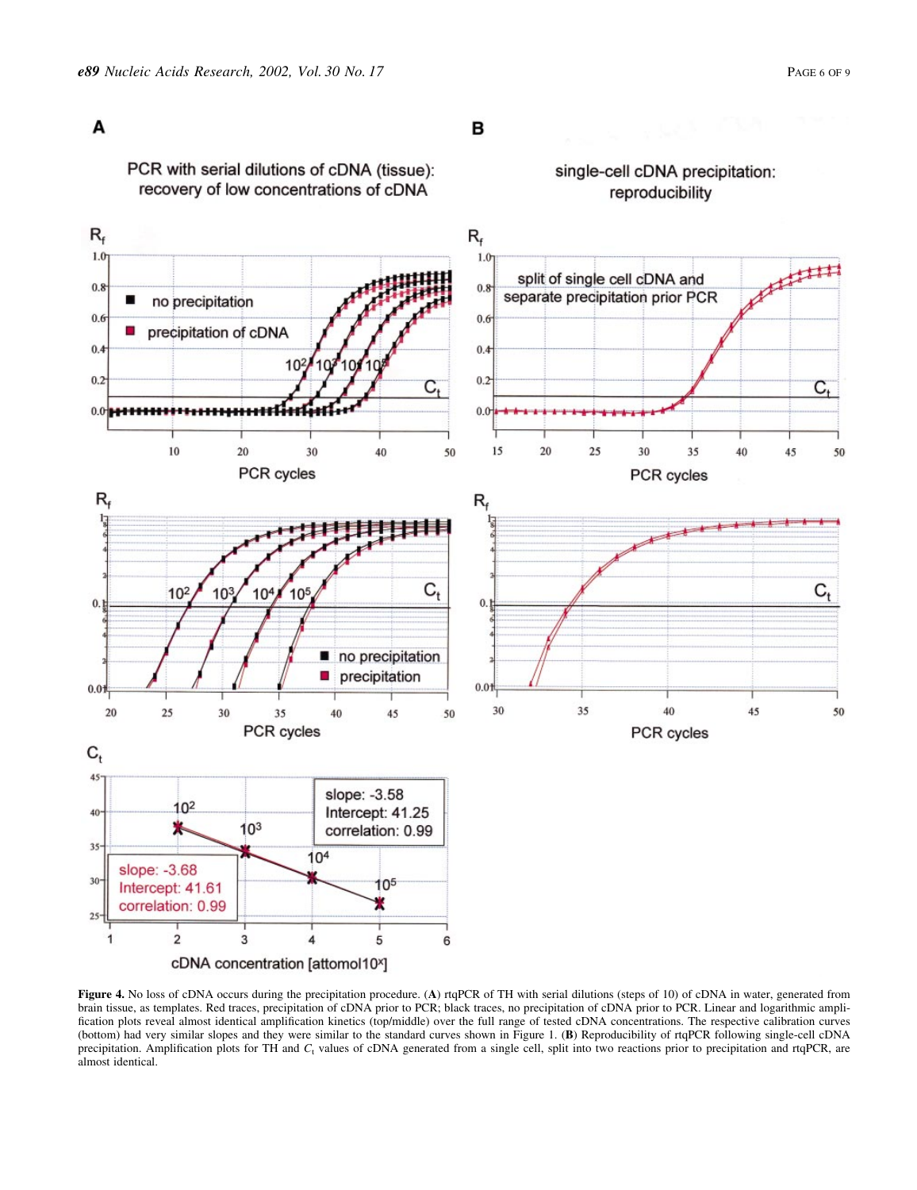**Figure 4.** No loss of cDNA occurs during the precipitation procedure. (**A**) rtqPCR of TH with serial dilutions (steps of 10) of cDNA in water, generated from brain tissue, as templates. Red traces, precipitation of cDNA prior to PCR; black traces, no precipitation of cDNA prior to PCR. Linear and logarithmic amplification plots reveal almost identical amplification kinetics (top/middle) over the full range of tested cDNA concentrations. The respective calibration curves (bottom) had very similar slopes and they were similar to the standard curves shown in Figure 1. (**B**) Reproducibility of rtqPCR following single-cell cDNA precipitation. Amplification plots for TH and $C_t$ values of cDNA generated from a single cell, split into two reactions prior to precipitation and rtqPCR, are almost identical.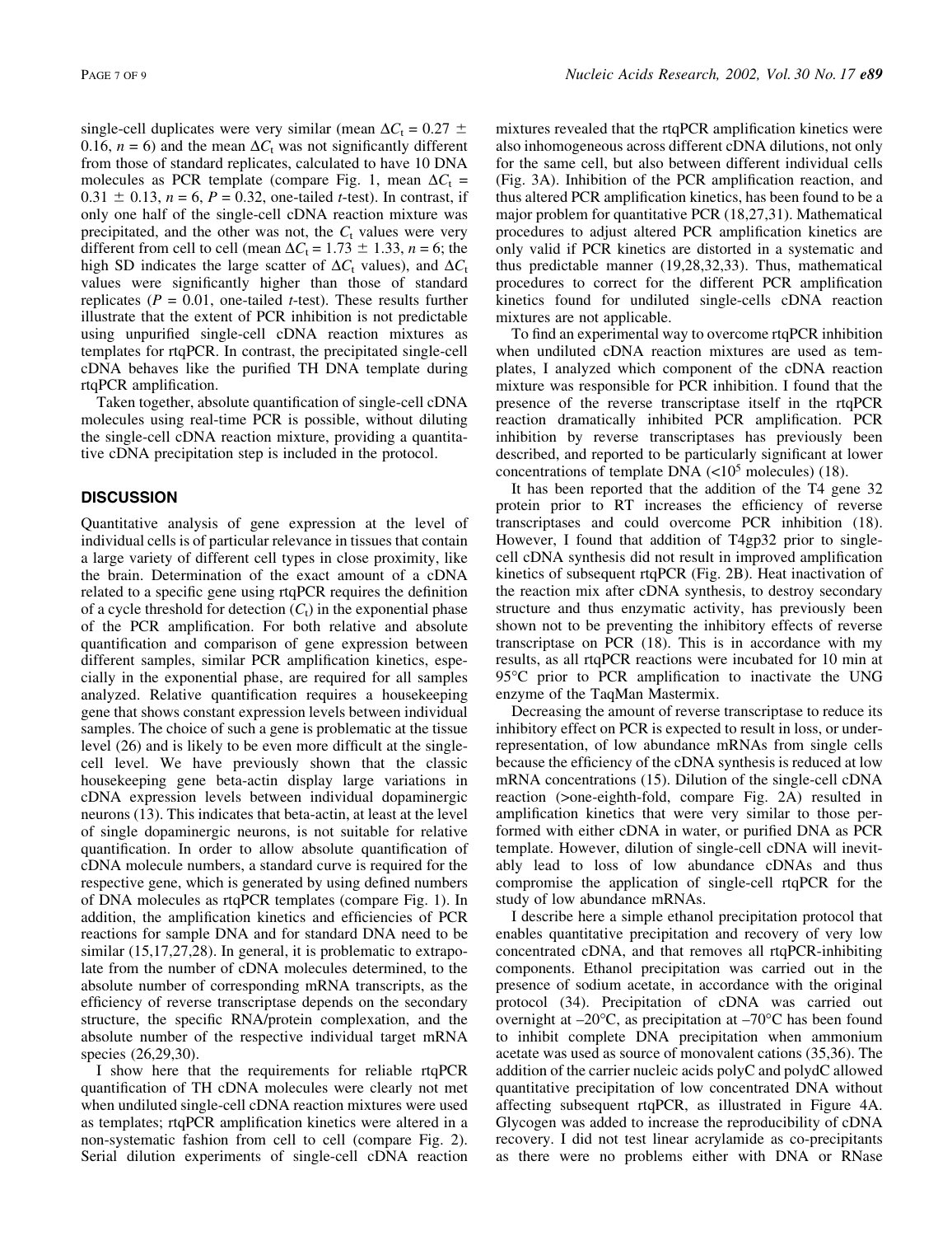single-cell duplicates were very similar (mean $\Delta C_t$ = 0.27 ± 0.16, $n$ = 6) and the mean $\Delta C_t$ was not significantly different from those of standard replicates, calculated to have 10 DNA molecules as PCR template (compare Fig. 1, mean $\Delta C_t$ = 0.31 ± 0.13, $n$ = 6, $P$ = 0.32, one-tailed $t$-test). In contrast, if only one half of the single-cell cDNA reaction mixture was precipitated, and the other was not, the $C_t$ values were very different from cell to cell (mean $\Delta C_t$ = 1.73 ± 1.33, $n$ = 6; the high SD indicates the large scatter of $\Delta C_t$ values), and $\Delta C_t$ values were significantly higher than those of standard replicates ($P$ = 0.01, one-tailed $t$-test). These results further illustrate that the extent of PCR inhibition is not predictable using unpurified single-cell cDNA reaction mixtures as templates for rtqPCR. In contrast, the precipitated single-cell cDNA behaves like the purified TH DNA template during rtqPCR amplification.

Taken together, absolute quantification of single-cell cDNA molecules using real-time PCR is possible, without diluting the single-cell cDNA reaction mixture, providing a quantitative cDNA precipitation step is included in the protocol.

## DISCUSSION

Quantitative analysis of gene expression at the level of individual cells is of particular relevance in tissues that contain a large variety of different cell types in close proximity, like the brain. Determination of the exact amount of a cDNA related to a specific gene using rtqPCR requires the definition of a cycle threshold for detection ($C_t$) in the exponential phase of the PCR amplification. For both relative and absolute quantification and comparison of gene expression between different samples, similar PCR amplification kinetics, especially in the exponential phase, are required for all samples analyzed. Relative quantification requires a housekeeping gene that shows constant expression levels between individual samples. The choice of such a gene is problematic at the tissue level (26) and is likely to be even more difficult at the single-cell level. We have previously shown that the classic housekeeping gene beta-actin display large variations in cDNA expression levels between individual dopaminergic neurons (13). This indicates that beta-actin, at least at the level of single dopaminergic neurons, is not suitable for relative quantification. In order to allow absolute quantification of cDNA molecule numbers, a standard curve is required for the respective gene, which is generated by using defined numbers of DNA molecules as rtqPCR templates (compare Fig. 1). In addition, the amplification kinetics and efficiencies of PCR reactions for sample DNA and for standard DNA need to be similar (15,17,27,28). In general, it is problematic to extrapolate from the number of cDNA molecules determined, to the absolute number of corresponding mRNA transcripts, as the efficiency of reverse transcriptase depends on the secondary structure, the specific RNA/protein complexation, and the absolute number of the respective individual target mRNA species (26,29,30).

I show here that the requirements for reliable rtqPCR quantification of TH cDNA molecules were clearly not met when undiluted single-cell cDNA reaction mixtures were used as templates; rtqPCR amplification kinetics were altered in a non-systematic fashion from cell to cell (compare Fig. 2). Serial dilution experiments of single-cell cDNA reaction mixtures revealed that the rtqPCR amplification kinetics were also inhomogeneous across different cDNA dilutions, not only for the same cell, but also between different individual cells (Fig. 3A). Inhibition of the PCR amplification reaction, and thus altered PCR amplification kinetics, has been found to be a major problem for quantitative PCR (18,27,31). Mathematical procedures to adjust altered PCR amplification kinetics are only valid if PCR kinetics are distorted in a systematic and thus predictable manner (19,28,32,33). Thus, mathematical procedures to correct for the different PCR amplification kinetics found for undiluted single-cells cDNA reaction mixtures are not applicable.

To find an experimental way to overcome rtqPCR inhibition when undiluted cDNA reaction mixtures are used as templates, I analyzed which component of the cDNA reaction mixture was responsible for PCR inhibition. I found that the presence of the reverse transcriptase itself in the rtqPCR reaction dramatically inhibited PCR amplification. PCR inhibition by reverse transcriptases has previously been described, and reported to be particularly significant at lower concentrations of template DNA (<$10^5$ molecules) (18).

It has been reported that the addition of the T4 gene 32 protein prior to RT increases the efficiency of reverse transcriptases and could overcome PCR inhibition (18). However, I found that addition of T4gp32 prior to single-cell cDNA synthesis did not result in improved amplification kinetics of subsequent rtqPCR (Fig. 2B). Heat inactivation of the reaction mix after cDNA synthesis, to destroy secondary structure and thus enzymatic activity, has previously been shown not to be preventing the inhibitory effects of reverse transcriptase on PCR (18). This is in accordance with my results, as all rtqPCR reactions were incubated for 10 min at 95°C prior to PCR amplification to inactivate the UNG enzyme of the TaqMan Mastermix.

Decreasing the amount of reverse transcriptase to reduce its inhibitory effect on PCR is expected to result in loss, or under-representation, of low abundance mRNAs from single cells because the efficiency of the cDNA synthesis is reduced at low mRNA concentrations (15). Dilution of the single-cell cDNA reaction (>one-eighth-fold, compare Fig. 2A) resulted in amplification kinetics that were very similar to those performed with either cDNA in water, or purified DNA as PCR template. However, dilution of single-cell cDNA will inevitably lead to loss of low abundance cDNAs and thus compromise the application of single-cell rtqPCR for the study of low abundance mRNAs.

I describe here a simple ethanol precipitation protocol that enables quantitative precipitation and recovery of very low concentrated cDNA, and that removes all rtqPCR-inhibiting components. Ethanol precipitation was carried out in the presence of sodium acetate, in accordance with the original protocol (34). Precipitation of cDNA was carried out overnight at –20°C, as precipitation at –70°C has been found to inhibit complete DNA precipitation when ammonium acetate was used as source of monovalent cations (35,36). The addition of the carrier nucleic acids polyC and polydC allowed quantitative precipitation of low concentrated DNA without affecting subsequent rtqPCR, as illustrated in Figure 4A. Glycogen was added to increase the reproducibility of cDNA recovery. I did not test linear acrylamide as co-precipitants as there were no problems either with DNA or RNase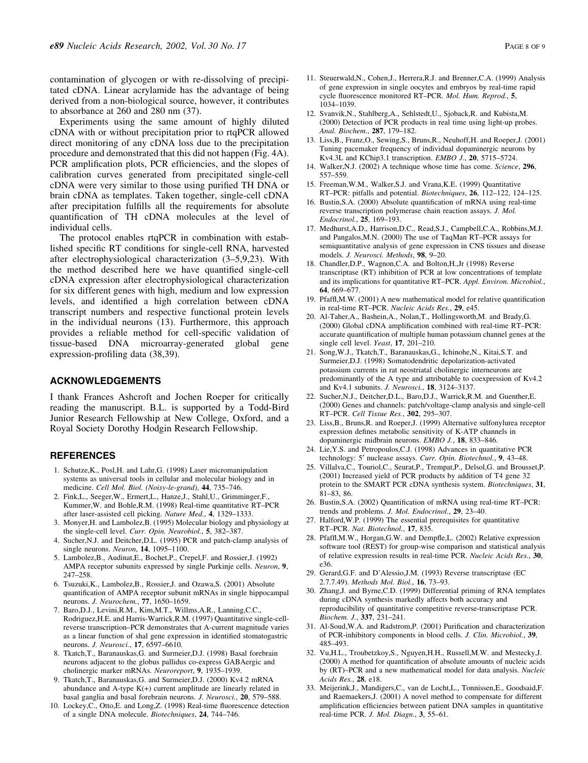contamination of glycogen or with re-dissolving of precipitated cDNA. Linear acrylamide has the advantage of being derived from a non-biological source, however, it contributes to absorbance at 260 and 280 nm (37).

Experiments using the same amount of highly diluted cDNA with or without precipitation prior to rtqPCR allowed direct monitoring of any cDNA loss due to the precipitation procedure and demonstrated that this did not happen (Fig. 4A). PCR amplification plots, PCR efficiencies, and the slopes of calibration curves generated from precipitated single-cell cDNA were very similar to those using purified TH DNA or brain cDNA as templates. Taken together, single-cell cDNA after precipitation fulfills all the requirements for absolute quantification of TH cDNA molecules at the level of individual cells.

The protocol enables rtqPCR in combination with established specific RT conditions for single-cell RNA, harvested after electrophysiological characterization (3–5,9,23). With the method described here we have quantified single-cell cDNA expression after electrophysiological characterization for six different genes with high, medium and low expression levels, and identified a high correlation between cDNA transcript numbers and respective functional protein levels in the individual neurons (13). Furthermore, this approach provides a reliable method for cell-specific validation of tissue-based DNA microarray-generated global gene expression-profiling data (38,39).

## ACKNOWLEDGEMENTS

I thank Frances Ashcroft and Jochen Roeper for critically reading the manuscript. B.L. is supported by a Todd-Bird Junior Research Fellowship at New College, Oxford, and a Royal Society Dorothy Hodgin Research Fellowship.

## REFERENCES

1. Schutze,K., Posl,H. and Lahr,G. (1998) Laser micromanipulation systems as universal tools in cellular and molecular biology and in medicine. *Cell Mol. Biol. (Noisy-le-grand)*, **44**, 735–746.
2. Fink,L., Seeger,W., Ermert,L., Hanze,J., Stahl,U., Grimminger,F., Kummer,W. and Bohle,R.M. (1998) Real-time quantitative RT–PCR after laser-assisted cell picking. *Nature Med.*, **4**, 1329–1333.
3. Monyer,H. and Lambolez,B. (1995) Molecular biology and physiology at the single-cell level. *Curr. Opin. Neurobiol.*, **5**, 382–387.
4. Sucher,N.J. and Deitcher,D.L. (1995) PCR and patch-clamp analysis of single neurons. *Neuron*, **14**, 1095–1100.
5. Lambolez,B., Audinat,E., Bochet,P., Crepel,F. and Rossier,J. (1992) AMPA receptor subunits expressed by single Purkinje cells. *Neuron*, **9**, 247–258.
6. Tsuzuki,K., Lambolez,B., Rossier,J. and Ozawa,S. (2001) Absolute quantification of AMPA receptor subunit mRNAs in single hippocampal neurons. *J. Neurochem.*, **77**, 1650–1659.
7. Baro,D.J., Levini,R.M., Kim,M.T., Willms,A.R., Lanning,C.C., Rodriguez,H.E. and Harris-Warrick,R.M. (1997) Quantitative single-cell-reverse transcription–PCR demonstrates that A-current magnitude varies as a linear function of shal gene expression in identified stomatogastric neurons. *J. Neurosci.*, **17**, 6597–6610.
8. Tkatch,T., Baranauskas,G. and Surmeier,D.J. (1998) Basal forebrain neurons adjacent to the globus pallidus co-express GABAergic and cholinergic marker mRNAs. *Neuroreport*, **9**, 1935–1939.
9. Tkatch,T., Baranauskas,G. and Surmeier,D.J. (2000) Kv4.2 mRNA abundance and A-type K(+) current amplitude are linearly related in basal ganglia and basal forebrain neurons. *J. Neurosci.*, **20**, 579–588.
10. Lockey,C., Otto,E. and Long,Z. (1998) Real-time fluorescence detection of a single DNA molecule. *Biotechniques*, **24**, 744–746.
11. Steuerwald,N., Cohen,J., Herrera,R.J. and Brenner,C.A. (1999) Analysis of gene expression in single oocytes and embryos by real-time rapid cycle fluorescence monitored RT–PCR. *Mol. Hum. Reprod.*, **5**, 1034–1039.
12. Svanvik,N., Stahlberg,A., Sehlstedt,U., Sjoback,R. and Kubista,M. (2000) Detection of PCR products in real time using light-up probes. *Anal. Biochem.*, **287**, 179–182.
13. Liss,B., Franz,O., Sewing,S., Bruns,R., Neuhoff,H. and Roeper,J. (2001) Tuning pacemaker frequency of individual dopaminergic neurons by Kv4.3L and KChip3.1 transcription. *EMBO J.*, **20**, 5715–5724.
14. Walker,N.J. (2002) A technique whose time has come. *Science*, **296**, 557–559.
15. Freeman,W.M., Walker,S.J. and Vrana,K.E. (1999) Quantitative RT–PCR: pitfalls and potential. *Biotechniques*, **26**, 112–122, 124–125.
16. Bustin,S.A. (2000) Absolute quantification of mRNA using real-time reverse transcription polymerase chain reaction assays. *J. Mol. Endocrinol.*, **25**, 169–193.
17. Medhurst,A.D., Harrison,D.C., Read,S.J., Campbell,C.A., Robbins,M.J. and Pangalos,M.N. (2000) The use of TaqMan RT–PCR assays for semiquantitative analysis of gene expression in CNS tissues and disease models. *J. Neurosci. Methods*, **98**, 9–20.
18. Chandler,D.P., Wagnon,C.A. and Bolton,H.,Jr (1998) Reverse transcriptase (RT) inhibition of PCR at low concentrations of template and its implications for quantitative RT–PCR. *Appl. Environ. Microbiol.*, **64**, 669–677.
19. Pfaffl,M.W. (2001) A new mathematical model for relative quantification in real-time RT–PCR. *Nucleic Acids Res.*, **29**, e45.
20. Al-Taher,A., Bashein,A., Nolan,T., Hollingsworth,M. and Brady,G. (2000) Global cDNA amplification combined with real-time RT–PCR: accurate quantification of multiple human potassium channel genes at the single cell level. *Yeast*, **17**, 201–210.
21. Song,W.J., Tkatch,T., Baranauskas,G., Ichinohe,N., Kitai,S.T. and Surmeier,D.J. (1998) Somatodendritic depolarization-activated potassium currents in rat neostriatal cholinergic interneurons are predominantly of the A type and attributable to coexpression of Kv4.2 and Kv4.1 subunits. *J. Neurosci.*, **18**, 3124–3137.
22. Sucher,N.J., Deitcher,D.L., Baro,D.J., Warrick,R.M. and Guenther,E. (2000) Genes and channels: patch/voltage-clamp analysis and single-cell RT–PCR. *Cell Tissue Res.*, **302**, 295–307.
23. Liss,B., Bruns,R. and Roeper,J. (1999) Alternative sulfonylurea receptor expression defines metabolic sensitivity of K-ATP channels in dopaminergic midbrain neurons. *EMBO J.*, **18**, 833–846.
24. Lie,Y.S. and Petropoulos,C.J. (1998) Advances in quantitative PCR technology: 5′ nuclease assays. *Curr. Opin. Biotechnol.*, **9**, 43–48.
25. Villalva,C., Touriol,C., Seurat,P., Trempat,P., Delsol,G. and Brousset,P. (2001) Increased yield of PCR products by addition of T4 gene 32 protein to the SMART PCR cDNA synthesis system. *Biotechniques*, **31**, 81–83, 86.
26. Bustin,S.A. (2002) Quantification of mRNA using real-time RT–PCR: trends and problems. *J. Mol. Endocrinol.*, **29**, 23–40.
27. Halford,W.P. (1999) The essential prerequisites for quantitative RT–PCR. *Nat. Biotechnol.*, **17**, 835.
28. Pfaffl,M.W., Horgan,G.W. and Dempfle,L. (2002) Relative expression software tool (REST) for group-wise comparison and statistical analysis of relative expression results in real-time PCR. *Nucleic Acids Res.*, **30**, e36.
29. Gerard,G.F. and D'Alessio,J.M. (1993) Reverse transcriptase (EC 2.7.7.49). *Methods Mol. Biol.*, **16**, 73–93.
30. Zhang,J. and Byrne,C.D. (1999) Differential priming of RNA templates during cDNA synthesis markedly affects both accuracy and reproducibility of quantitative competitive reverse-transcriptase PCR. *Biochem. J.*, **337**, 231–241.
31. Al-Soud,W.A. and Radstrom,P. (2001) Purification and characterization of PCR-inhibitory components in blood cells. *J. Clin. Microbiol.*, **39**, 485–493.
32. Vu,H.L., Troubetzkoy,S., Nguyen,H.H., Russell,M.W. and Mestecky,J. (2000) A method for quantification of absolute amounts of nucleic acids by (RT)–PCR and a new mathematical model for data analysis. *Nucleic Acids Res.*, **28**, e18.
33. Meijerink,J., Mandigers,C., van de Locht,L., Tonnissen,E., Goodsaid,F. and Raemaekers,J. (2001) A novel method to compensate for different amplification efficiencies between patient DNA samples in quantitative real-time PCR. *J. Mol. Diagn.*, **3**, 55–61.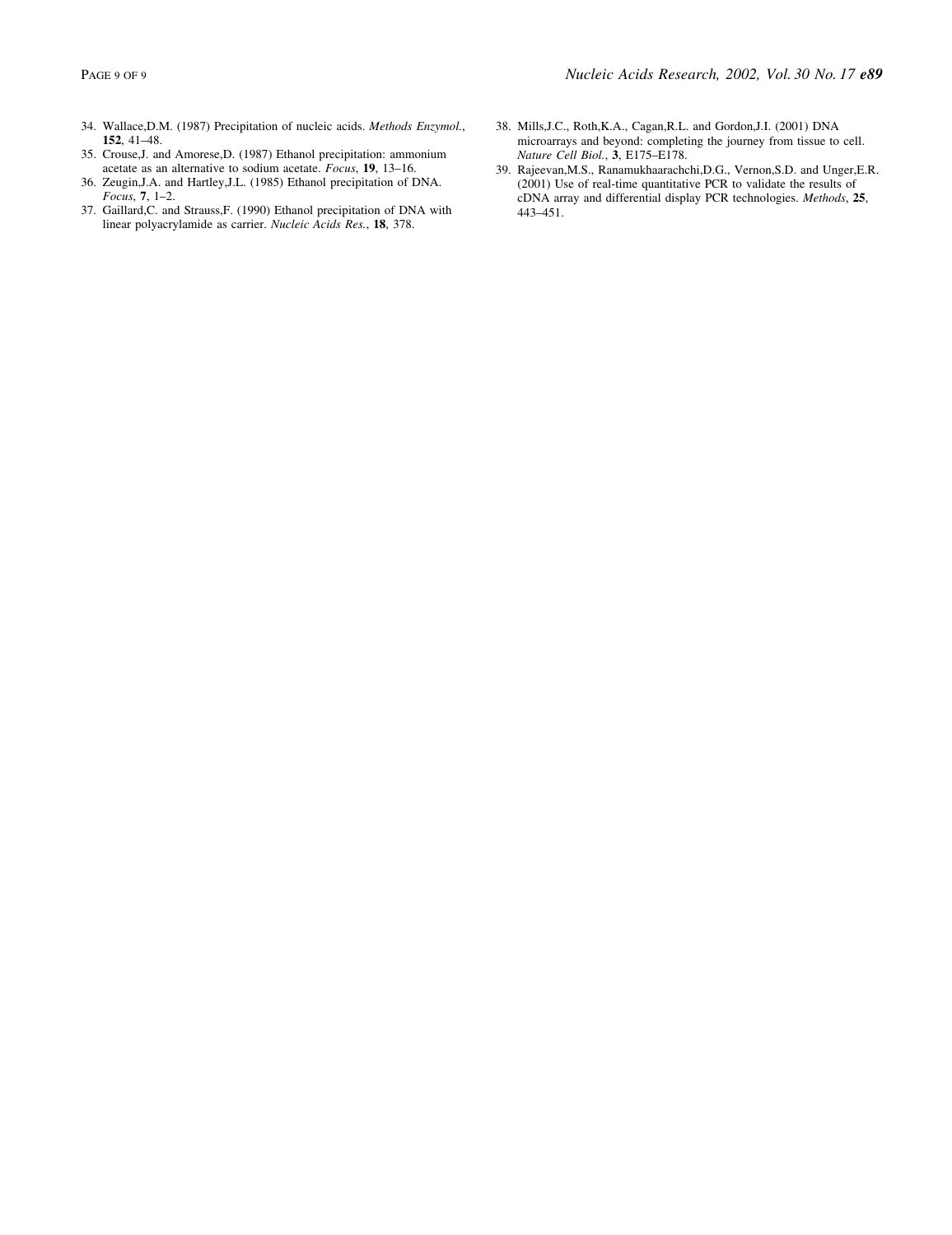34. Wallace,D.M. (1987) Precipitation of nucleic acids. *Methods Enzymol.*, **152**, 41–48.
35. Crouse,J. and Amorese,D. (1987) Ethanol precipitation: ammonium acetate as an alternative to sodium acetate. *Focus*, **19**, 13–16.
36. Zeugin,J.A. and Hartley,J.L. (1985) Ethanol precipitation of DNA. *Focus*, **7**, 1–2.
37. Gaillard,C. and Strauss,F. (1990) Ethanol precipitation of DNA with linear polyacrylamide as carrier. *Nucleic Acids Res.*, **18**, 378.
38. Mills,J.C., Roth,K.A., Cagan,R.L. and Gordon,J.I. (2001) DNA microarrays and beyond: completing the journey from tissue to cell. *Nature Cell Biol.*, **3**, E175–E178.
39. Rajeevan,M.S., Ranamukhaarachchi,D.G., Vernon,S.D. and Unger,E.R. (2001) Use of real-time quantitative PCR to validate the results of cDNA array and differential display PCR technologies. *Methods*, **25**, 443–451.